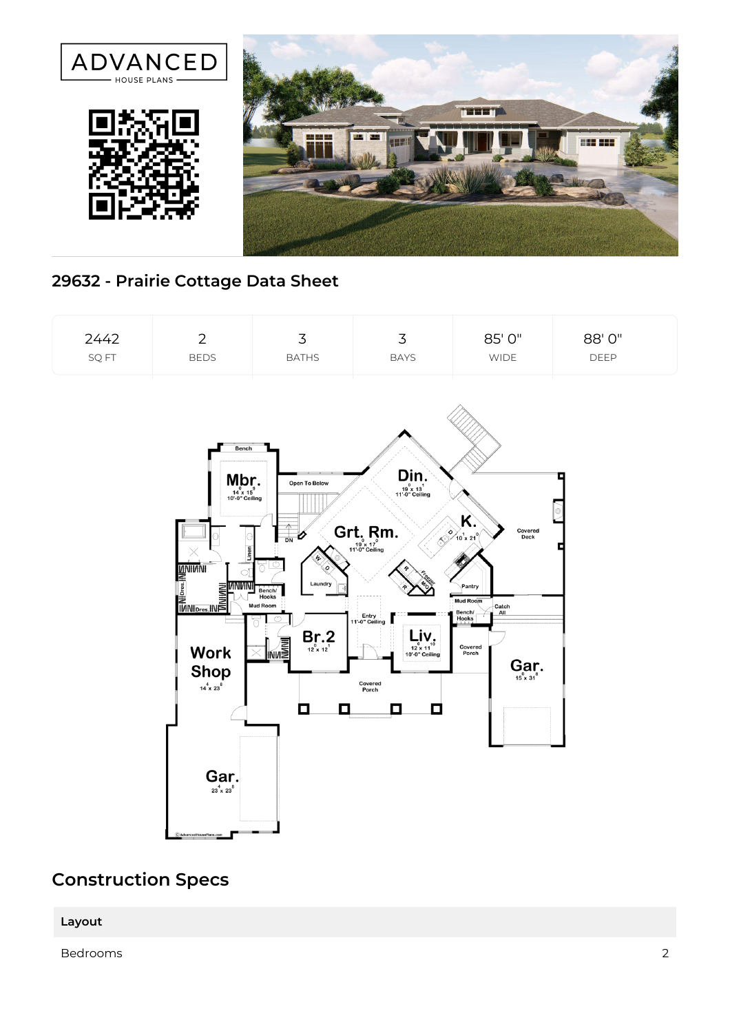ADVANCED HOUSE PLANS

## 29632 - Prairie Cottage Data Sheet

| 2442 | 2 | 3 | 3 | 85' 0" | 88' 0" |
|---|---|---|---|---|---|
| SQ FT | BEDS | BATHS | BAYS | WIDE | DEEP |

## Construction Specs

| Layout | |
|---|---|
| Bedrooms | 2 |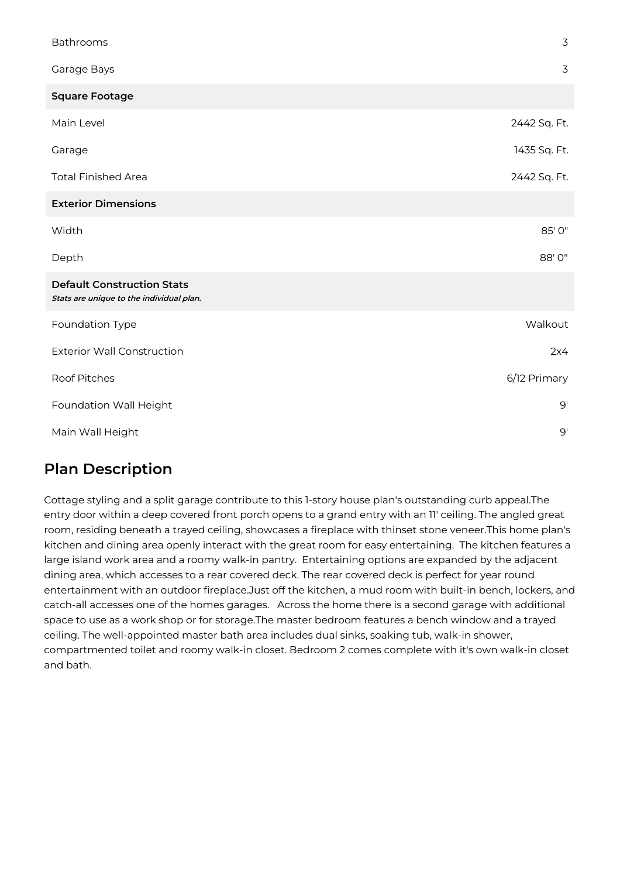| | |
|---|---|
| Bathrooms | 3 |
| Garage Bays | 3 |
| **Square Footage** | |
| Main Level | 2442 Sq. Ft. |
| Garage | 1435 Sq. Ft. |
| Total Finished Area | 2442 Sq. Ft. |
| **Exterior Dimensions** | |
| Width | 85' 0" |
| Depth | 88' 0" |
| **Default Construction Stats** *Stats are unique to the individual plan.* | |
| Foundation Type | Walkout |
| Exterior Wall Construction | 2x4 |
| Roof Pitches | 6/12 Primary |
| Foundation Wall Height | 9' |
| Main Wall Height | 9' |

## Plan Description

Cottage styling and a split garage contribute to this 1-story house plan's outstanding curb appeal.The entry door within a deep covered front porch opens to a grand entry with an 11' ceiling. The angled great room, residing beneath a trayed ceiling, showcases a fireplace with thinset stone veneer.This home plan's kitchen and dining area openly interact with the great room for easy entertaining.  The kitchen features a large island work area and a roomy walk-in pantry.  Entertaining options are expanded by the adjacent dining area, which accesses to a rear covered deck. The rear covered deck is perfect for year round entertainment with an outdoor fireplace.Just off the kitchen, a mud room with built-in bench, lockers, and catch-all accesses one of the homes garages.   Across the home there is a second garage with additional space to use as a work shop or for storage.The master bedroom features a bench window and a trayed ceiling. The well-appointed master bath area includes dual sinks, soaking tub, walk-in shower, compartmented toilet and roomy walk-in closet. Bedroom 2 comes complete with it's own walk-in closet and bath.